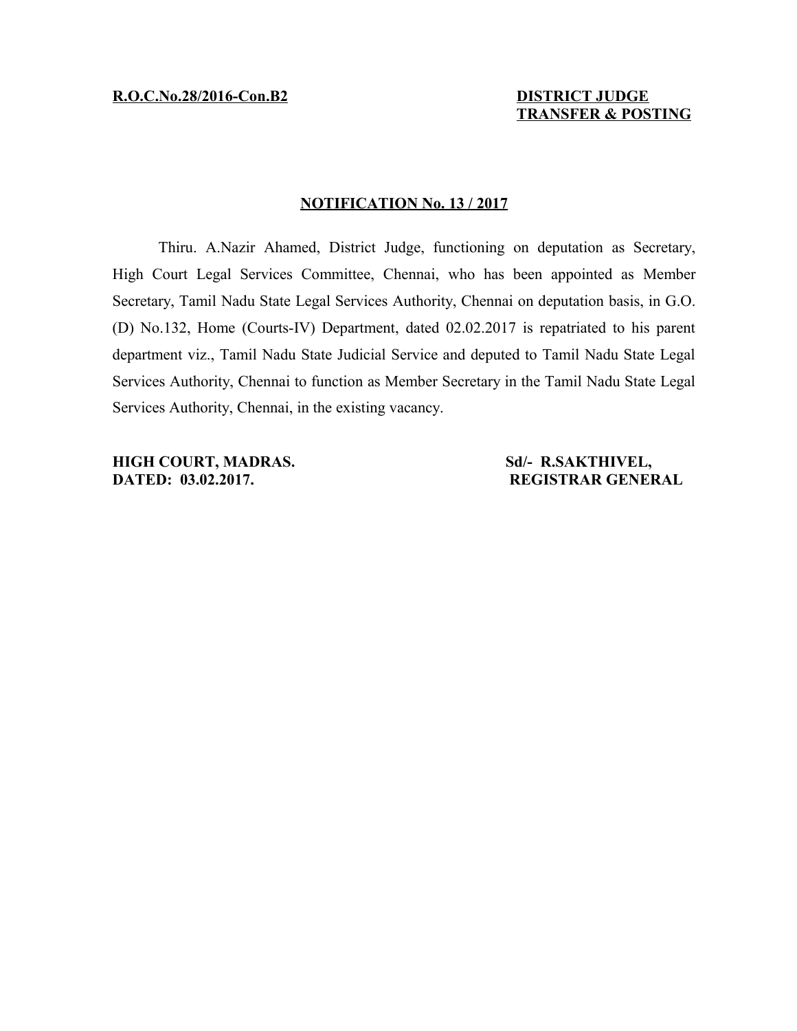**R.O.C.No.28/2016-Con.B2**

**DISTRICT JUDGE**
**TRANSFER & POSTING**

## NOTIFICATION No. 13 / 2017

Thiru. A.Nazir Ahamed, District Judge, functioning on deputation as Secretary, High Court Legal Services Committee, Chennai, who has been appointed as Member Secretary, Tamil Nadu State Legal Services Authority, Chennai on deputation basis, in G.O. (D) No.132, Home (Courts-IV) Department, dated 02.02.2017 is repatriated to his parent department viz., Tamil Nadu State Judicial Service and deputed to Tamil Nadu State Legal Services Authority, Chennai to function as Member Secretary in the Tamil Nadu State Legal Services Authority, Chennai, in the existing vacancy.

**HIGH COURT, MADRAS.**
**DATED: 03.02.2017.**

**Sd/- R.SAKTHIVEL,**
**REGISTRAR GENERAL**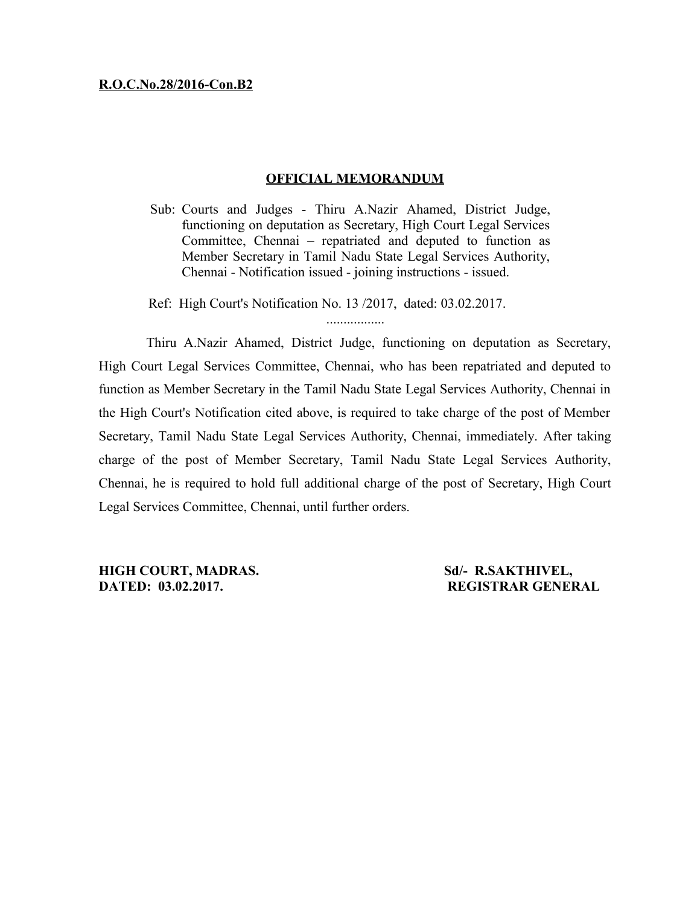**R.O.C.No.28/2016-Con.B2**

## OFFICIAL MEMORANDUM

Sub: Courts and Judges - Thiru A.Nazir Ahamed, District Judge, functioning on deputation as Secretary, High Court Legal Services Committee, Chennai – repatriated and deputed to function as Member Secretary in Tamil Nadu State Legal Services Authority, Chennai - Notification issued - joining instructions - issued.

Ref: High Court's Notification No. 13 /2017, dated: 03.02.2017.

.................

Thiru A.Nazir Ahamed, District Judge, functioning on deputation as Secretary, High Court Legal Services Committee, Chennai, who has been repatriated and deputed to function as Member Secretary in the Tamil Nadu State Legal Services Authority, Chennai in the High Court's Notification cited above, is required to take charge of the post of Member Secretary, Tamil Nadu State Legal Services Authority, Chennai, immediately. After taking charge of the post of Member Secretary, Tamil Nadu State Legal Services Authority, Chennai, he is required to hold full additional charge of the post of Secretary, High Court Legal Services Committee, Chennai, until further orders.

**HIGH COURT, MADRAS.**
**DATED: 03.02.2017.**

**Sd/- R.SAKTHIVEL,**
**REGISTRAR GENERAL**